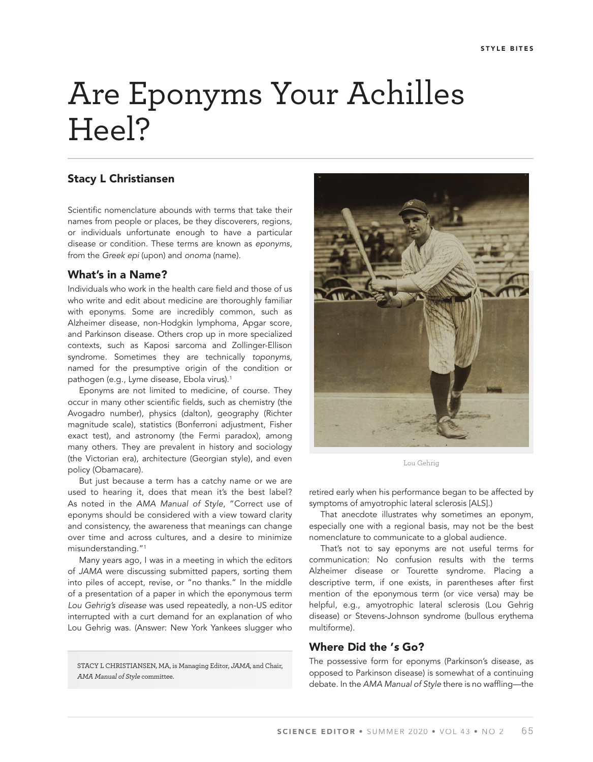# Are Eponyms Your Achilles Heel?

## Stacy L Christiansen

Scientific nomenclature abounds with terms that take their names from people or places, be they discoverers, regions, or individuals unfortunate enough to have a particular disease or condition. These terms are known as *eponyms*, from the *Greek epi* (upon) and *onoma* (name).

### What's in a Name?

Individuals who work in the health care field and those of us who write and edit about medicine are thoroughly familiar with eponyms. Some are incredibly common, such as Alzheimer disease, non-Hodgkin lymphoma, Apgar score, and Parkinson disease. Others crop up in more specialized contexts, such as Kaposi sarcoma and Zollinger-Ellison syndrome. Sometimes they are technically *toponyms*, named for the presumptive origin of the condition or pathogen (e.g., Lyme disease, Ebola virus).[1]

Eponyms are not limited to medicine, of course. They occur in many other scientific fields, such as chemistry (the Avogadro number), physics (dalton), geography (Richter magnitude scale), statistics (Bonferroni adjustment, Fisher exact test), and astronomy (the Fermi paradox), among many others. They are prevalent in history and sociology (the Victorian era), architecture (Georgian style), and even policy (Obamacare).

But just because a term has a catchy name or we are used to hearing it, does that mean it's the best label? As noted in the *AMA Manual of Style*, "Correct use of eponyms should be considered with a view toward clarity and consistency, the awareness that meanings can change over time and across cultures, and a desire to minimize misunderstanding."[1]

Many years ago, I was in a meeting in which the editors of *JAMA* were discussing submitted papers, sorting them into piles of accept, revise, or "no thanks." In the middle of a presentation of a paper in which the eponymous term *Lou Gehrig's disease* was used repeatedly, a non-US editor interrupted with a curt demand for an explanation of who Lou Gehrig was. (Answer: New York Yankees slugger who retired early when his performance began to be affected by symptoms of amyotrophic lateral sclerosis [ALS].)

Lou Gehrig

That anecdote illustrates why sometimes an eponym, especially one with a regional basis, may not be the best nomenclature to communicate to a global audience.

That's not to say eponyms are not useful terms for communication: No confusion results with the terms Alzheimer disease or Tourette syndrome. Placing a descriptive term, if one exists, in parentheses after first mention of the eponymous term (or vice versa) may be helpful, e.g., amyotrophic lateral sclerosis (Lou Gehrig disease) or Stevens-Johnson syndrome (bullous erythema multiforme).

### Where Did the 's Go?

The possessive form for eponyms (Parkinson's disease, as opposed to Parkinson disease) is somewhat of a continuing debate. In the *AMA Manual of Style* there is no waffling—the

STACY L CHRISTIANSEN, MA, is Managing Editor, *JAMA*, and Chair, *AMA Manual of Style* committee.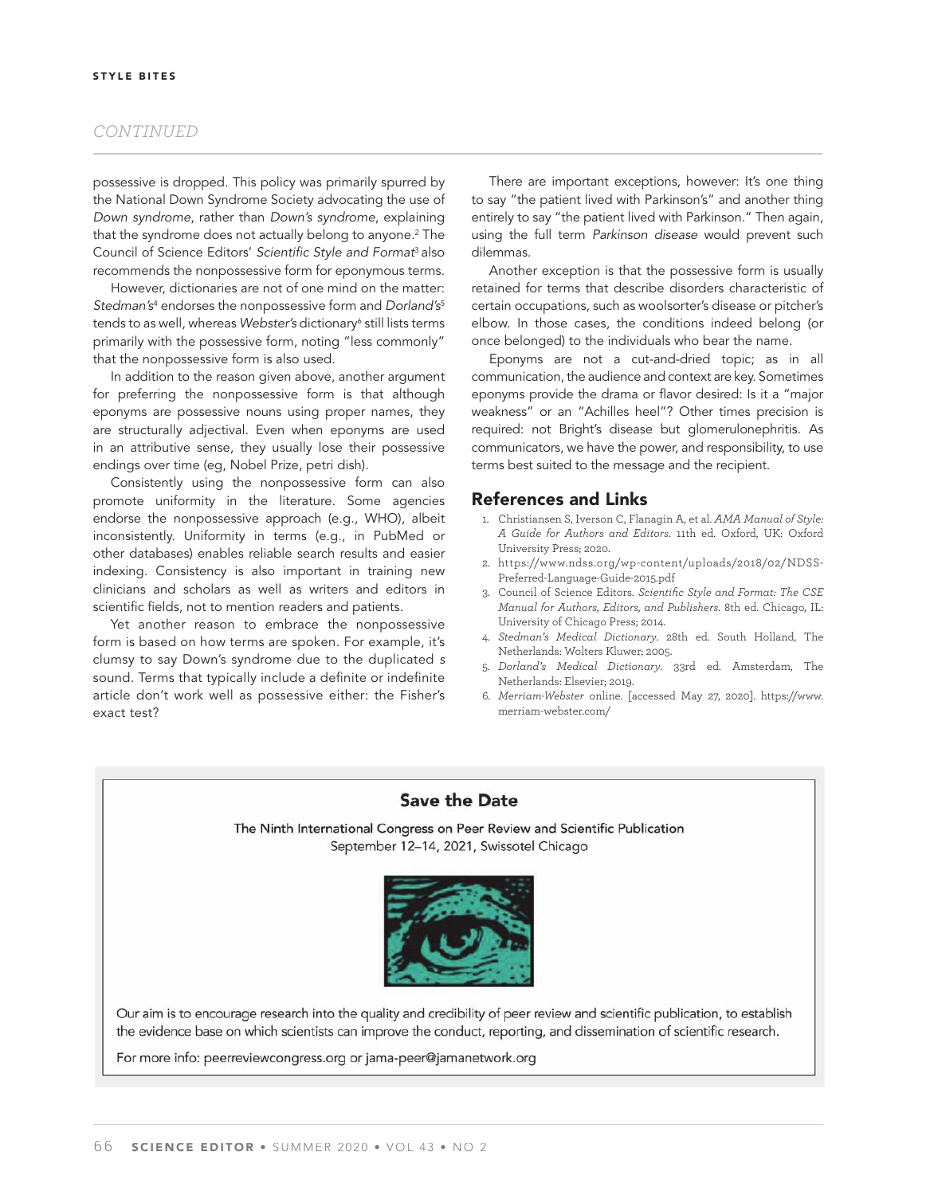CONTINUED

possessive is dropped. This policy was primarily spurred by the National Down Syndrome Society advocating the use of *Down syndrome*, rather than *Down's syndrome*, explaining that the syndrome does not actually belong to anyone.[2] The Council of Science Editors' *Scientific Style and Format*[3] also recommends the nonpossessive form for eponymous terms.

However, dictionaries are not of one mind on the matter: *Stedman's*[4] endorses the nonpossessive form and *Dorland's*[5] tends to as well, whereas *Webster's* dictionary[6] still lists terms primarily with the possessive form, noting "less commonly" that the nonpossessive form is also used.

In addition to the reason given above, another argument for preferring the nonpossessive form is that although eponyms are possessive nouns using proper names, they are structurally adjectival. Even when eponyms are used in an attributive sense, they usually lose their possessive endings over time (eg, Nobel Prize, petri dish).

Consistently using the nonpossessive form can also promote uniformity in the literature. Some agencies endorse the nonpossessive approach (e.g., WHO), albeit inconsistently. Uniformity in terms (e.g., in PubMed or other databases) enables reliable search results and easier indexing. Consistency is also important in training new clinicians and scholars as well as writers and editors in scientific fields, not to mention readers and patients.

Yet another reason to embrace the nonpossessive form is based on how terms are spoken. For example, it's clumsy to say Down's syndrome due to the duplicated *s* sound. Terms that typically include a definite or indefinite article don't work well as possessive either: the Fisher's exact test?

There are important exceptions, however: It's one thing to say "the patient lived with Parkinson's" and another thing entirely to say "the patient lived with Parkinson." Then again, using the full term *Parkinson disease* would prevent such dilemmas.

Another exception is that the possessive form is usually retained for terms that describe disorders characteristic of certain occupations, such as woolsorter's disease or pitcher's elbow. In those cases, the conditions indeed belong (or once belonged) to the individuals who bear the name.

Eponyms are not a cut-and-dried topic; as in all communication, the audience and context are key. Sometimes eponyms provide the drama or flavor desired: Is it a "major weakness" or an "Achilles heel"? Other times precision is required: not Bright's disease but glomerulonephritis. As communicators, we have the power, and responsibility, to use terms best suited to the message and the recipient.

## References and Links

1. Christiansen S, Iverson C, Flanagin A, et al. *AMA Manual of Style: A Guide for Authors and Editors*. 11th ed. Oxford, UK: Oxford University Press; 2020.
2. https://www.ndss.org/wp-content/uploads/2018/02/NDSS-Preferred-Language-Guide-2015.pdf
3. Council of Science Editors. *Scientific Style and Format: The CSE Manual for Authors, Editors, and Publishers*. 8th ed. Chicago, IL: University of Chicago Press; 2014.
4. *Stedman's Medical Dictionary*. 28th ed. South Holland, The Netherlands: Wolters Kluwer; 2005.
5. *Dorland's Medical Dictionary*. 33rd ed. Amsterdam, The Netherlands: Elsevier; 2019.
6. *Merriam-Webster* online. [accessed May 27, 2020]. https://www.merriam-webster.com/

## Save the Date

The Ninth International Congress on Peer Review and Scientific Publication
September 12–14, 2021, Swissotel Chicago

Our aim is to encourage research into the quality and credibility of peer review and scientific publication, to establish the evidence base on which scientists can improve the conduct, reporting, and dissemination of scientific research.

For more info: peerreviewcongress.org or jama-peer@jamanetwork.org